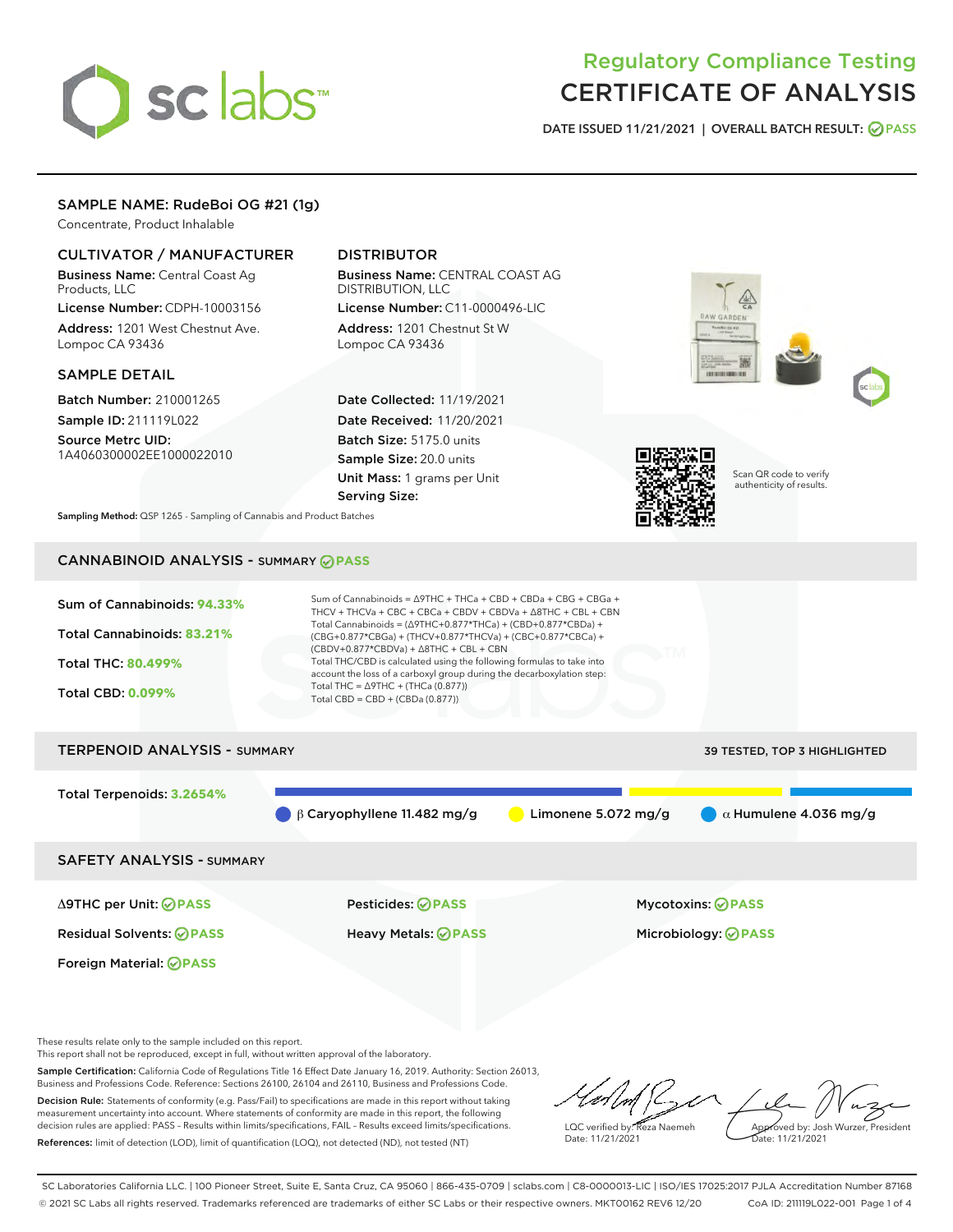# Regulatory Compliance Testing
# CERTIFICATE OF ANALYSIS

DATE ISSUED 11/21/2021 | OVERALL BATCH RESULT: PASS

## SAMPLE NAME: RudeBoi OG #21 (1g)

Concentrate, Product Inhalable

### CULTIVATOR / MANUFACTURER

**Business Name:** Central Coast Ag Products, LLC
**License Number:** CDPH-10003156
**Address:** 1201 West Chestnut Ave. Lompoc CA 93436

### DISTRIBUTOR

**Business Name:** CENTRAL COAST AG DISTRIBUTION, LLC
**License Number:** C11-0000496-LIC
**Address:** 1201 Chestnut St W Lompoc CA 93436

### SAMPLE DETAIL

**Batch Number:** 210001265
**Sample ID:** 211119L022
**Source Metrc UID:** 1A4060300002EE1000022010

**Date Collected:** 11/19/2021
**Date Received:** 11/20/2021
**Batch Size:** 5175.0 units
**Sample Size:** 20.0 units
**Unit Mass:** 1 grams per Unit
**Serving Size:**

Scan QR code to verify authenticity of results.

**Sampling Method:** QSP 1265 - Sampling of Cannabis and Product Batches

## CANNABINOID ANALYSIS - SUMMARY PASS

Sum of Cannabinoids: **94.33%**

Total Cannabinoids: **83.21%**

Total THC: **80.499%**

Total CBD: **0.099%**

Sum of Cannabinoids = Δ9THC + THCa + CBD + CBDa + CBG + CBGa + THCV + THCVa + CBC + CBCa + CBDV + CBDVa + Δ8THC + CBL + CBN
Total Cannabinoids = (Δ9THC+0.877*THCa) + (CBD+0.877*CBDa) + (CBG+0.877*CBGa) + (THCV+0.877*THCVa) + (CBC+0.877*CBCa) + (CBDV+0.877*CBDVa) + Δ8THC + CBL + CBN
Total THC/CBD is calculated using the following formulas to take into account the loss of a carboxyl group during the decarboxylation step:
Total THC = Δ9THC + (THCa (0.877))
Total CBD = CBD + (CBDa (0.877))

## TERPENOID ANALYSIS - SUMMARY

39 TESTED, TOP 3 HIGHLIGHTED

Total Terpenoids: **3.2654%**

β Caryophyllene 11.482 mg/g | Limonene 5.072 mg/g | α Humulene 4.036 mg/g

## SAFETY ANALYSIS - SUMMARY

| | | |
|---|---|---|
| Δ9THC per Unit: PASS | Pesticides: PASS | Mycotoxins: PASS |
| Residual Solvents: PASS | Heavy Metals: PASS | Microbiology: PASS |
| Foreign Material: PASS | | |

These results relate only to the sample included on this report.
This report shall not be reproduced, except in full, without written approval of the laboratory.

**Sample Certification:** California Code of Regulations Title 16 Effect Date January 16, 2019. Authority: Section 26013, Business and Professions Code. Reference: Sections 26100, 26104 and 26110, Business and Professions Code.

**Decision Rule:** Statements of conformity (e.g. Pass/Fail) to specifications are made in this report without taking measurement uncertainty into account. Where statements of conformity are made in this report, the following decision rules are applied: PASS – Results within limits/specifications, FAIL – Results exceed limits/specifications.

**References:** limit of detection (LOD), limit of quantification (LOQ), not detected (ND), not tested (NT)

LQC verified by: Reza Naemeh
Date: 11/21/2021

Approved by: Josh Wurzer, President
Date: 11/21/2021

SC Laboratories California LLC. | 100 Pioneer Street, Suite E, Santa Cruz, CA 95060 | 866-435-0709 | sclabs.com | C8-0000013-LIC | ISO/IES 17025:2017 PJLA Accreditation Number 87168
© 2021 SC Labs all rights reserved. Trademarks referenced are trademarks of either SC Labs or their respective owners. MKT00162 REV6 12/20 CoA ID: 211119L022-001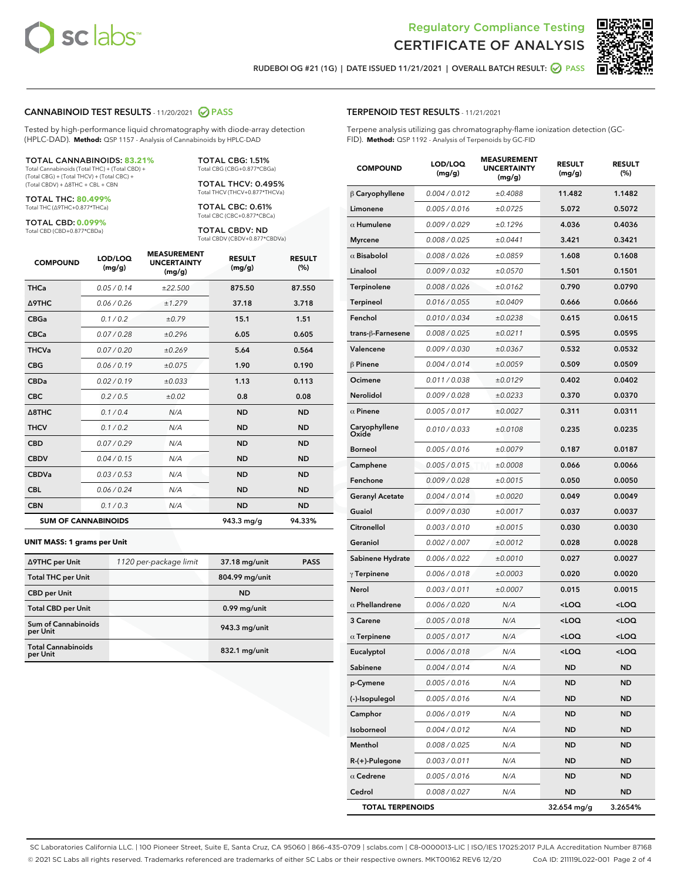# Regulatory Compliance Testing
# CERTIFICATE OF ANALYSIS

RUDEBOI OG #21 (1G) | DATE ISSUED 11/21/2021 | OVERALL BATCH RESULT: PASS

## CANNABINOID TEST RESULTS - 11/20/2021 PASS

Tested by high-performance liquid chromatography with diode-array detection (HPLC-DAD). **Method:** QSP 1157 - Analysis of Cannabinoids by HPLC-DAD

**TOTAL CANNABINOIDS: 83.21%**
Total Cannabinoids (Total THC) + (Total CBD) + (Total CBG) + (Total THCV) + (Total CBC) + (Total CBDV) + Δ8THC + CBL + CBN

**TOTAL THC: 80.499%**
Total THC (Δ9THC+0.877*THCa)

**TOTAL CBD: 0.099%**
Total CBD (CBD+0.877*CBDa)

**TOTAL CBG: 1.51%**
Total CBG (CBG+0.877*CBGa)

**TOTAL THCV: 0.495%**
Total THCV (THCV+0.877*THCVa)

**TOTAL CBC: 0.61%**
Total CBC (CBC+0.877*CBCa)

**TOTAL CBDV: ND**
Total CBDV (CBDV+0.877*CBDVa)

| COMPOUND | LOD/LOQ (mg/g) | MEASUREMENT UNCERTAINTY (mg/g) | RESULT (mg/g) | RESULT (%) |
|---|---|---|---|---|
| THCa | 0.05 / 0.14 | ±22.500 | 875.50 | 87.550 |
| Δ9THC | 0.06 / 0.26 | ±1.279 | 37.18 | 3.718 |
| CBGa | 0.1 / 0.2 | ±0.79 | 15.1 | 1.51 |
| CBCa | 0.07 / 0.28 | ±0.296 | 6.05 | 0.605 |
| THCVa | 0.07 / 0.20 | ±0.269 | 5.64 | 0.564 |
| CBG | 0.06 / 0.19 | ±0.075 | 1.90 | 0.190 |
| CBDa | 0.02 / 0.19 | ±0.033 | 1.13 | 0.113 |
| CBC | 0.2 / 0.5 | ±0.02 | 0.8 | 0.08 |
| Δ8THC | 0.1 / 0.4 | N/A | ND | ND |
| THCV | 0.1 / 0.2 | N/A | ND | ND |
| CBD | 0.07 / 0.29 | N/A | ND | ND |
| CBDV | 0.04 / 0.15 | N/A | ND | ND |
| CBDVa | 0.03 / 0.53 | N/A | ND | ND |
| CBL | 0.06 / 0.24 | N/A | ND | ND |
| CBN | 0.1 / 0.3 | N/A | ND | ND |
| **SUM OF CANNABINOIDS** | | | **943.3 mg/g** | **94.33%** |

**UNIT MASS: 1 grams per Unit**

| | | | |
|---|---|---|---|
| Δ9THC per Unit | 1120 per-package limit | 37.18 mg/unit | PASS |
| Total THC per Unit | | 804.99 mg/unit | |
| CBD per Unit | | ND | |
| Total CBD per Unit | | 0.99 mg/unit | |
| Sum of Cannabinoids per Unit | | 943.3 mg/unit | |
| Total Cannabinoids per Unit | | 832.1 mg/unit | |

## TERPENOID TEST RESULTS - 11/21/2021

Terpene analysis utilizing gas chromatography-flame ionization detection (GC-FID). **Method:** QSP 1192 - Analysis of Terpenoids by GC-FID

| COMPOUND | LOD/LOQ (mg/g) | MEASUREMENT UNCERTAINTY (mg/g) | RESULT (mg/g) | RESULT (%) |
|---|---|---|---|---|
| β Caryophyllene | 0.004 / 0.012 | ±0.4088 | 11.482 | 1.1482 |
| Limonene | 0.005 / 0.016 | ±0.0725 | 5.072 | 0.5072 |
| α Humulene | 0.009 / 0.029 | ±0.1296 | 4.036 | 0.4036 |
| Myrcene | 0.008 / 0.025 | ±0.0441 | 3.421 | 0.3421 |
| α Bisabolol | 0.008 / 0.026 | ±0.0859 | 1.608 | 0.1608 |
| Linalool | 0.009 / 0.032 | ±0.0570 | 1.501 | 0.1501 |
| Terpinolene | 0.008 / 0.026 | ±0.0162 | 0.790 | 0.0790 |
| Terpineol | 0.016 / 0.055 | ±0.0409 | 0.666 | 0.0666 |
| Fenchol | 0.010 / 0.034 | ±0.0238 | 0.615 | 0.0615 |
| trans-β-Farnesene | 0.008 / 0.025 | ±0.0211 | 0.595 | 0.0595 |
| Valencene | 0.009 / 0.030 | ±0.0367 | 0.532 | 0.0532 |
| β Pinene | 0.004 / 0.014 | ±0.0059 | 0.509 | 0.0509 |
| Ocimene | 0.011 / 0.038 | ±0.0129 | 0.402 | 0.0402 |
| Nerolidol | 0.009 / 0.028 | ±0.0233 | 0.370 | 0.0370 |
| α Pinene | 0.005 / 0.017 | ±0.0027 | 0.311 | 0.0311 |
| Caryophyllene Oxide | 0.010 / 0.033 | ±0.0108 | 0.235 | 0.0235 |
| Borneol | 0.005 / 0.016 | ±0.0079 | 0.187 | 0.0187 |
| Camphene | 0.005 / 0.015 | ±0.0008 | 0.066 | 0.0066 |
| Fenchone | 0.009 / 0.028 | ±0.0015 | 0.050 | 0.0050 |
| Geranyl Acetate | 0.004 / 0.014 | ±0.0020 | 0.049 | 0.0049 |
| Guaiol | 0.009 / 0.030 | ±0.0017 | 0.037 | 0.0037 |
| Citronellol | 0.003 / 0.010 | ±0.0015 | 0.030 | 0.0030 |
| Geraniol | 0.002 / 0.007 | ±0.0012 | 0.028 | 0.0028 |
| Sabinene Hydrate | 0.006 / 0.022 | ±0.0010 | 0.027 | 0.0027 |
| γ Terpinene | 0.006 / 0.018 | ±0.0003 | 0.020 | 0.0020 |
| Nerol | 0.003 / 0.011 | ±0.0007 | 0.015 | 0.0015 |
| α Phellandrene | 0.006 / 0.020 | N/A | <LOQ | <LOQ |
| 3 Carene | 0.005 / 0.018 | N/A | <LOQ | <LOQ |
| α Terpinene | 0.005 / 0.017 | N/A | <LOQ | <LOQ |
| Eucalyptol | 0.006 / 0.018 | N/A | <LOQ | <LOQ |
| Sabinene | 0.004 / 0.014 | N/A | ND | ND |
| p-Cymene | 0.005 / 0.016 | N/A | ND | ND |
| (-)-Isopulegol | 0.005 / 0.016 | N/A | ND | ND |
| Camphor | 0.006 / 0.019 | N/A | ND | ND |
| Isoborneol | 0.004 / 0.012 | N/A | ND | ND |
| Menthol | 0.008 / 0.025 | N/A | ND | ND |
| R-(+)-Pulegone | 0.003 / 0.011 | N/A | ND | ND |
| α Cedrene | 0.005 / 0.016 | N/A | ND | ND |
| Cedrol | 0.008 / 0.027 | N/A | ND | ND |
| **TOTAL TERPENOIDS** | | | **32.654 mg/g** | **3.2654%** |

SC Laboratories California LLC. | 100 Pioneer Street, Suite E, Santa Cruz, CA 95060 | 866-435-0709 | sclabs.com | C8-0000013-LIC | ISO/IES 17025:2017 PJLA Accreditation Number 87168
© 2021 SC Labs all rights reserved. Trademarks referenced are trademarks of either SC Labs or their respective owners. MKT00162 REV6 12/20 CoA ID: 211119L022-001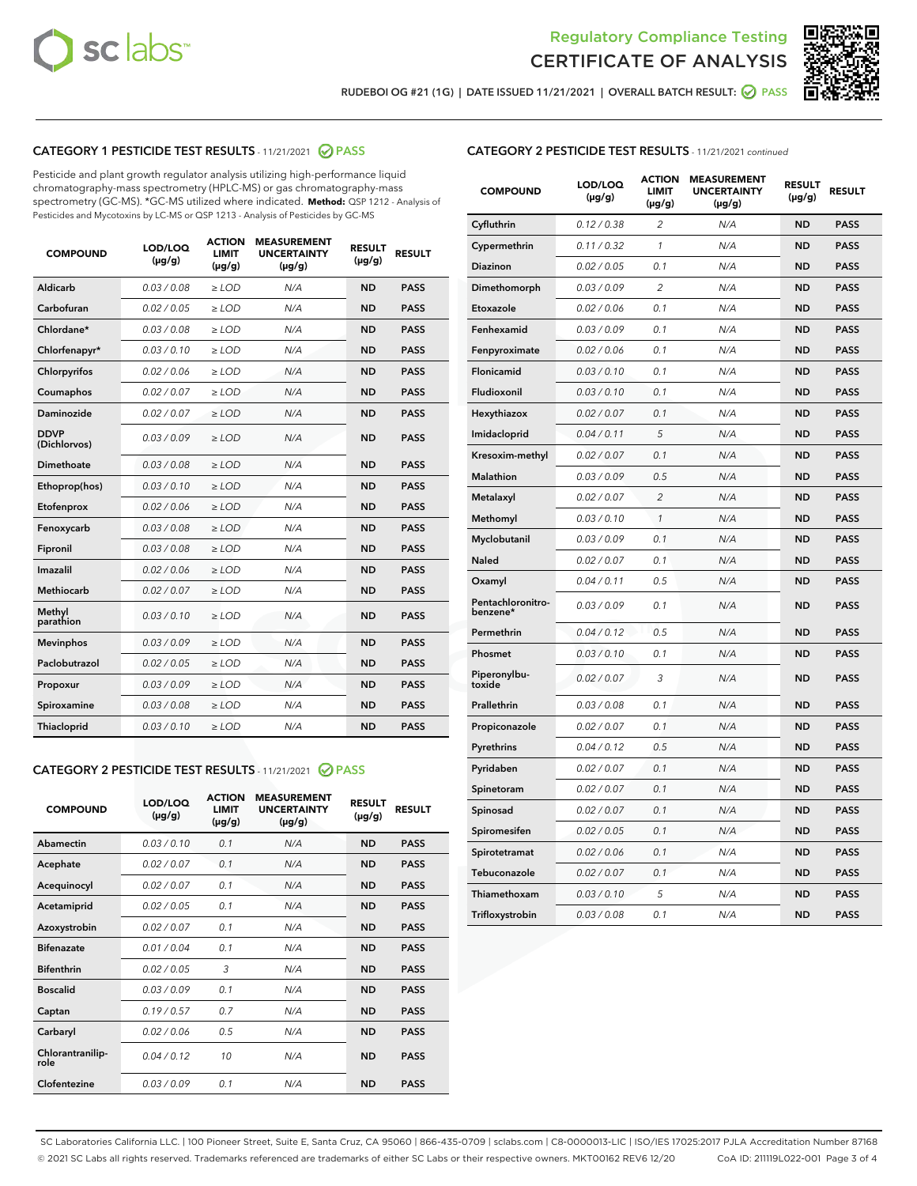# Regulatory Compliance Testing
# CERTIFICATE OF ANALYSIS

RUDEBOI OG #21 (1G) | DATE ISSUED 11/21/2021 | OVERALL BATCH RESULT: PASS

## CATEGORY 1 PESTICIDE TEST RESULTS - 11/21/2021 PASS

Pesticide and plant growth regulator analysis utilizing high-performance liquid chromatography-mass spectrometry (HPLC-MS) or gas chromatography-mass spectrometry (GC-MS). *GC-MS utilized where indicated. **Method:** QSP 1212 - Analysis of Pesticides and Mycotoxins by LC-MS or QSP 1213 - Analysis of Pesticides by GC-MS

| COMPOUND | LOD/LOQ (µg/g) | ACTION LIMIT (µg/g) | MEASUREMENT UNCERTAINTY (µg/g) | RESULT (µg/g) | RESULT |
|---|---|---|---|---|---|
| Aldicarb | 0.03 / 0.08 | ≥ LOD | N/A | ND | PASS |
| Carbofuran | 0.02 / 0.05 | ≥ LOD | N/A | ND | PASS |
| Chlordane* | 0.03 / 0.08 | ≥ LOD | N/A | ND | PASS |
| Chlorfenapyr* | 0.03 / 0.10 | ≥ LOD | N/A | ND | PASS |
| Chlorpyrifos | 0.02 / 0.06 | ≥ LOD | N/A | ND | PASS |
| Coumaphos | 0.02 / 0.07 | ≥ LOD | N/A | ND | PASS |
| Daminozide | 0.02 / 0.07 | ≥ LOD | N/A | ND | PASS |
| DDVP (Dichlorvos) | 0.03 / 0.09 | ≥ LOD | N/A | ND | PASS |
| Dimethoate | 0.03 / 0.08 | ≥ LOD | N/A | ND | PASS |
| Ethoprop(hos) | 0.03 / 0.10 | ≥ LOD | N/A | ND | PASS |
| Etofenprox | 0.02 / 0.06 | ≥ LOD | N/A | ND | PASS |
| Fenoxycarb | 0.03 / 0.08 | ≥ LOD | N/A | ND | PASS |
| Fipronil | 0.03 / 0.08 | ≥ LOD | N/A | ND | PASS |
| Imazalil | 0.02 / 0.06 | ≥ LOD | N/A | ND | PASS |
| Methiocarb | 0.02 / 0.07 | ≥ LOD | N/A | ND | PASS |
| Methyl parathion | 0.03 / 0.10 | ≥ LOD | N/A | ND | PASS |
| Mevinphos | 0.03 / 0.09 | ≥ LOD | N/A | ND | PASS |
| Paclobutrazol | 0.02 / 0.05 | ≥ LOD | N/A | ND | PASS |
| Propoxur | 0.03 / 0.09 | ≥ LOD | N/A | ND | PASS |
| Spiroxamine | 0.03 / 0.08 | ≥ LOD | N/A | ND | PASS |
| Thiacloprid | 0.03 / 0.10 | ≥ LOD | N/A | ND | PASS |

## CATEGORY 2 PESTICIDE TEST RESULTS - 11/21/2021 PASS

| COMPOUND | LOD/LOQ (µg/g) | ACTION LIMIT (µg/g) | MEASUREMENT UNCERTAINTY (µg/g) | RESULT (µg/g) | RESULT |
|---|---|---|---|---|---|
| Abamectin | 0.03 / 0.10 | 0.1 | N/A | ND | PASS |
| Acephate | 0.02 / 0.07 | 0.1 | N/A | ND | PASS |
| Acequinocyl | 0.02 / 0.07 | 0.1 | N/A | ND | PASS |
| Acetamiprid | 0.02 / 0.05 | 0.1 | N/A | ND | PASS |
| Azoxystrobin | 0.02 / 0.07 | 0.1 | N/A | ND | PASS |
| Bifenazate | 0.01 / 0.04 | 0.1 | N/A | ND | PASS |
| Bifenthrin | 0.02 / 0.05 | 3 | N/A | ND | PASS |
| Boscalid | 0.03 / 0.09 | 0.1 | N/A | ND | PASS |
| Captan | 0.19 / 0.57 | 0.7 | N/A | ND | PASS |
| Carbaryl | 0.02 / 0.06 | 0.5 | N/A | ND | PASS |
| Chlorantraniliprole | 0.04 / 0.12 | 10 | N/A | ND | PASS |
| Clofentezine | 0.03 / 0.09 | 0.1 | N/A | ND | PASS |
| Cyfluthrin | 0.12 / 0.38 | 2 | N/A | ND | PASS |
| Cypermethrin | 0.11 / 0.32 | 1 | N/A | ND | PASS |
| Diazinon | 0.02 / 0.05 | 0.1 | N/A | ND | PASS |
| Dimethomorph | 0.03 / 0.09 | 2 | N/A | ND | PASS |
| Etoxazole | 0.02 / 0.06 | 0.1 | N/A | ND | PASS |
| Fenhexamid | 0.03 / 0.09 | 0.1 | N/A | ND | PASS |
| Fenpyroximate | 0.02 / 0.06 | 0.1 | N/A | ND | PASS |
| Flonicamid | 0.03 / 0.10 | 0.1 | N/A | ND | PASS |
| Fludioxonil | 0.03 / 0.10 | 0.1 | N/A | ND | PASS |
| Hexythiazox | 0.02 / 0.07 | 0.1 | N/A | ND | PASS |
| Imidacloprid | 0.04 / 0.11 | 5 | N/A | ND | PASS |
| Kresoxim-methyl | 0.02 / 0.07 | 0.1 | N/A | ND | PASS |
| Malathion | 0.03 / 0.09 | 0.5 | N/A | ND | PASS |
| Metalaxyl | 0.02 / 0.07 | 2 | N/A | ND | PASS |
| Methomyl | 0.03 / 0.10 | 1 | N/A | ND | PASS |
| Myclobutanil | 0.03 / 0.09 | 0.1 | N/A | ND | PASS |
| Naled | 0.02 / 0.07 | 0.1 | N/A | ND | PASS |
| Oxamyl | 0.04 / 0.11 | 0.5 | N/A | ND | PASS |
| Pentachloronitrobenzene* | 0.03 / 0.09 | 0.1 | N/A | ND | PASS |
| Permethrin | 0.04 / 0.12 | 0.5 | N/A | ND | PASS |
| Phosmet | 0.03 / 0.10 | 0.1 | N/A | ND | PASS |
| Piperonylbutoxide | 0.02 / 0.07 | 3 | N/A | ND | PASS |
| Prallethrin | 0.03 / 0.08 | 0.1 | N/A | ND | PASS |
| Propiconazole | 0.02 / 0.07 | 0.1 | N/A | ND | PASS |
| Pyrethrins | 0.04 / 0.12 | 0.5 | N/A | ND | PASS |
| Pyridaben | 0.02 / 0.07 | 0.1 | N/A | ND | PASS |
| Spinetoram | 0.02 / 0.07 | 0.1 | N/A | ND | PASS |
| Spinosad | 0.02 / 0.07 | 0.1 | N/A | ND | PASS |
| Spiromesifen | 0.02 / 0.05 | 0.1 | N/A | ND | PASS |
| Spirotetramat | 0.02 / 0.06 | 0.1 | N/A | ND | PASS |
| Tebuconazole | 0.02 / 0.07 | 0.1 | N/A | ND | PASS |
| Thiamethoxam | 0.03 / 0.10 | 5 | N/A | ND | PASS |
| Trifloxystrobin | 0.03 / 0.08 | 0.1 | N/A | ND | PASS |

SC Laboratories California LLC. | 100 Pioneer Street, Suite E, Santa Cruz, CA 95060 | 866-435-0709 | sclabs.com | C8-0000013-LIC | ISO/IES 17025:2017 PJLA Accreditation Number 87168
© 2021 SC Labs all rights reserved. Trademarks referenced are trademarks of either SC Labs or their respective owners. MKT00162 REV6 12/20 CoA ID: 211119L022-001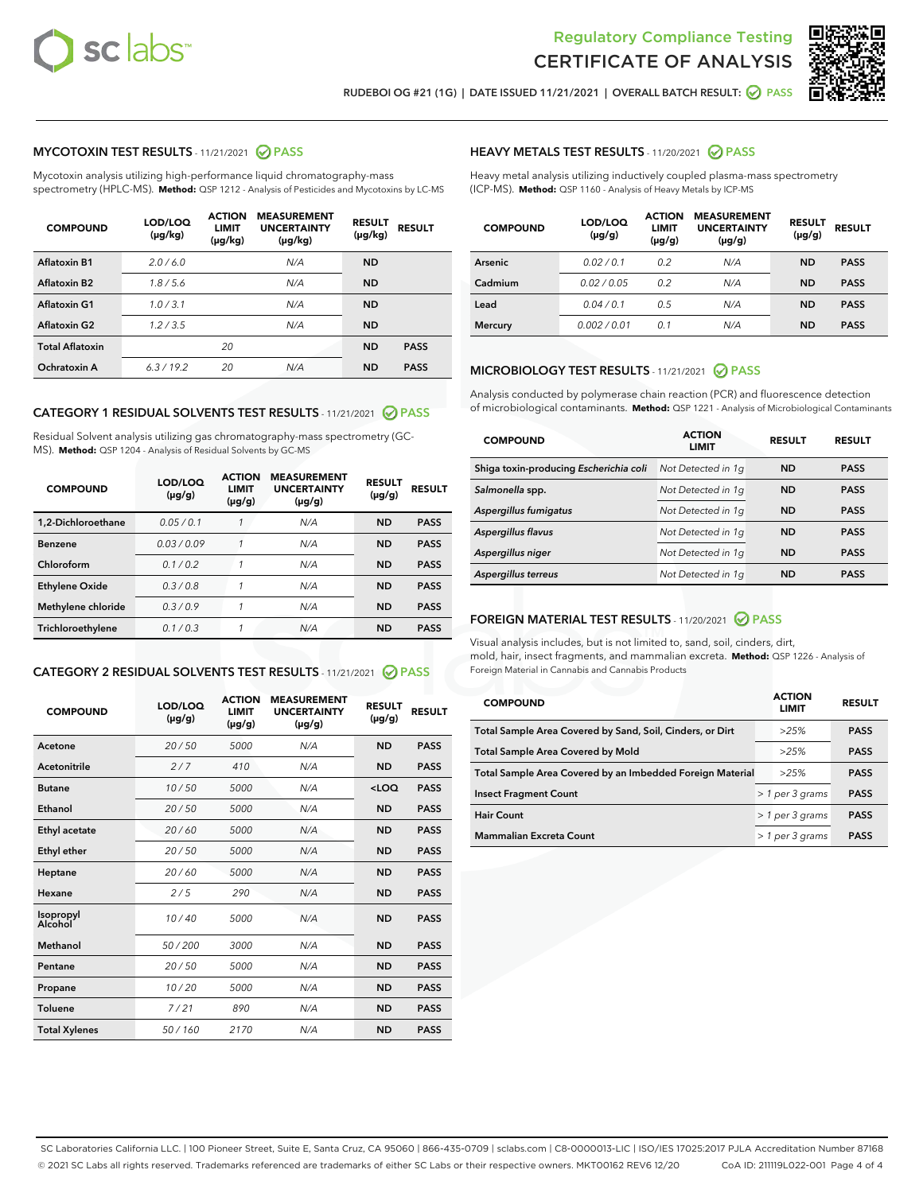Regulatory Compliance Testing
# CERTIFICATE OF ANALYSIS

RUDEBOI OG #21 (1G) | DATE ISSUED 11/21/2021 | OVERALL BATCH RESULT: PASS

## MYCOTOXIN TEST RESULTS - 11/21/2021 PASS

Mycotoxin analysis utilizing high-performance liquid chromatography-mass spectrometry (HPLC-MS). **Method:** QSP 1212 - Analysis of Pesticides and Mycotoxins by LC-MS

| COMPOUND | LOD/LOQ (µg/kg) | ACTION LIMIT (µg/kg) | MEASUREMENT UNCERTAINTY (µg/kg) | RESULT (µg/kg) | RESULT |
|---|---|---|---|---|---|
| Aflatoxin B1 | 2.0 / 6.0 | | N/A | ND | |
| Aflatoxin B2 | 1.8 / 5.6 | | N/A | ND | |
| Aflatoxin G1 | 1.0 / 3.1 | | N/A | ND | |
| Aflatoxin G2 | 1.2 / 3.5 | | N/A | ND | |
| Total Aflatoxin | | 20 | | ND | PASS |
| Ochratoxin A | 6.3 / 19.2 | 20 | N/A | ND | PASS |

## CATEGORY 1 RESIDUAL SOLVENTS TEST RESULTS - 11/21/2021 PASS

Residual Solvent analysis utilizing gas chromatography-mass spectrometry (GC-MS). **Method:** QSP 1204 - Analysis of Residual Solvents by GC-MS

| COMPOUND | LOD/LOQ (µg/g) | ACTION LIMIT (µg/g) | MEASUREMENT UNCERTAINTY (µg/g) | RESULT (µg/g) | RESULT |
|---|---|---|---|---|---|
| 1,2-Dichloroethane | 0.05 / 0.1 | 1 | N/A | ND | PASS |
| Benzene | 0.03 / 0.09 | 1 | N/A | ND | PASS |
| Chloroform | 0.1 / 0.2 | 1 | N/A | ND | PASS |
| Ethylene Oxide | 0.3 / 0.8 | 1 | N/A | ND | PASS |
| Methylene chloride | 0.3 / 0.9 | 1 | N/A | ND | PASS |
| Trichloroethylene | 0.1 / 0.3 | 1 | N/A | ND | PASS |

## CATEGORY 2 RESIDUAL SOLVENTS TEST RESULTS - 11/21/2021 PASS

| COMPOUND | LOD/LOQ (µg/g) | ACTION LIMIT (µg/g) | MEASUREMENT UNCERTAINTY (µg/g) | RESULT (µg/g) | RESULT |
|---|---|---|---|---|---|
| Acetone | 20 / 50 | 5000 | N/A | ND | PASS |
| Acetonitrile | 2 / 7 | 410 | N/A | ND | PASS |
| Butane | 10 / 50 | 5000 | N/A | <LOQ | PASS |
| Ethanol | 20 / 50 | 5000 | N/A | ND | PASS |
| Ethyl acetate | 20 / 60 | 5000 | N/A | ND | PASS |
| Ethyl ether | 20 / 50 | 5000 | N/A | ND | PASS |
| Heptane | 20 / 60 | 5000 | N/A | ND | PASS |
| Hexane | 2 / 5 | 290 | N/A | ND | PASS |
| Isopropyl Alcohol | 10 / 40 | 5000 | N/A | ND | PASS |
| Methanol | 50 / 200 | 3000 | N/A | ND | PASS |
| Pentane | 20 / 50 | 5000 | N/A | ND | PASS |
| Propane | 10 / 20 | 5000 | N/A | ND | PASS |
| Toluene | 7 / 21 | 890 | N/A | ND | PASS |
| Total Xylenes | 50 / 160 | 2170 | N/A | ND | PASS |

## HEAVY METALS TEST RESULTS - 11/20/2021 PASS

Heavy metal analysis utilizing inductively coupled plasma-mass spectrometry (ICP-MS). **Method:** QSP 1160 - Analysis of Heavy Metals by ICP-MS

| COMPOUND | LOD/LOQ (µg/g) | ACTION LIMIT (µg/g) | MEASUREMENT UNCERTAINTY (µg/g) | RESULT (µg/g) | RESULT |
|---|---|---|---|---|---|
| Arsenic | 0.02 / 0.1 | 0.2 | N/A | ND | PASS |
| Cadmium | 0.02 / 0.05 | 0.2 | N/A | ND | PASS |
| Lead | 0.04 / 0.1 | 0.5 | N/A | ND | PASS |
| Mercury | 0.002 / 0.01 | 0.1 | N/A | ND | PASS |

## MICROBIOLOGY TEST RESULTS - 11/21/2021 PASS

Analysis conducted by polymerase chain reaction (PCR) and fluorescence detection of microbiological contaminants. **Method:** QSP 1221 - Analysis of Microbiological Contaminants

| COMPOUND | ACTION LIMIT | RESULT | RESULT |
|---|---|---|---|
| Shiga toxin-producing *Escherichia coli* | Not Detected in 1g | ND | PASS |
| *Salmonella* spp. | Not Detected in 1g | ND | PASS |
| *Aspergillus fumigatus* | Not Detected in 1g | ND | PASS |
| *Aspergillus flavus* | Not Detected in 1g | ND | PASS |
| *Aspergillus niger* | Not Detected in 1g | ND | PASS |
| *Aspergillus terreus* | Not Detected in 1g | ND | PASS |

## FOREIGN MATERIAL TEST RESULTS - 11/20/2021 PASS

Visual analysis includes, but is not limited to, sand, soil, cinders, dirt, mold, hair, insect fragments, and mammalian excreta. **Method:** QSP 1226 - Analysis of Foreign Material in Cannabis and Cannabis Products

| COMPOUND | ACTION LIMIT | RESULT |
|---|---|---|
| Total Sample Area Covered by Sand, Soil, Cinders, or Dirt | >25% | PASS |
| Total Sample Area Covered by Mold | >25% | PASS |
| Total Sample Area Covered by an Imbedded Foreign Material | >25% | PASS |
| Insect Fragment Count | > 1 per 3 grams | PASS |
| Hair Count | > 1 per 3 grams | PASS |
| Mammalian Excreta Count | > 1 per 3 grams | PASS |

SC Laboratories California LLC. | 100 Pioneer Street, Suite E, Santa Cruz, CA 95060 | 866-435-0709 | sclabs.com | C8-0000013-LIC | ISO/IES 17025:2017 PJLA Accreditation Number 87168
© 2021 SC Labs all rights reserved. Trademarks referenced are trademarks of either SC Labs or their respective owners. MKT00162 REV6 12/20 CoA ID: 211119L022-001